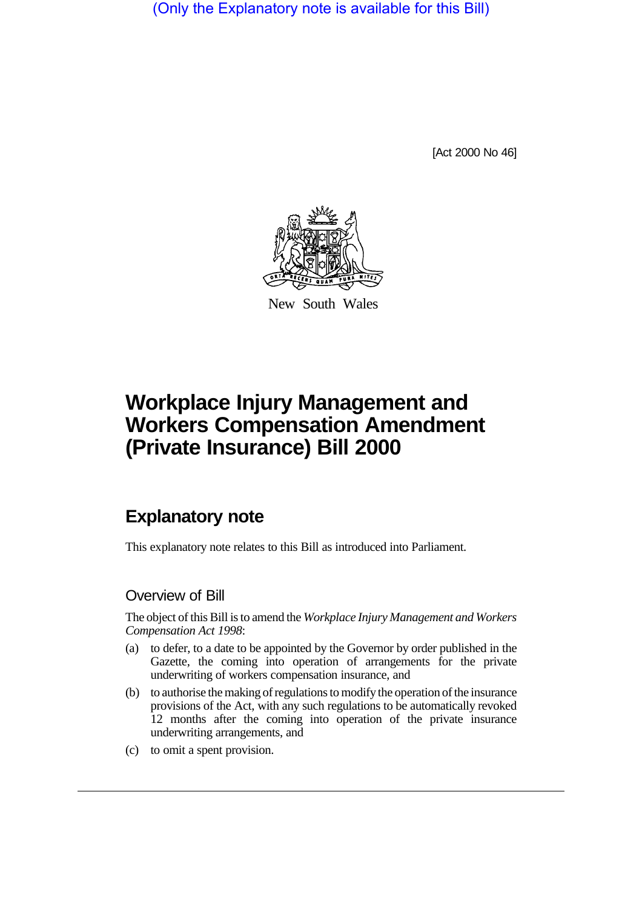(Only the Explanatory note is available for this Bill)

[Act 2000 No 46]

New South Wales

# Workplace Injury Management and Workers Compensation Amendment (Private Insurance) Bill 2000

## Explanatory note

This explanatory note relates to this Bill as introduced into Parliament.

### Overview of Bill

The object of this Bill is to amend the *Workplace Injury Management and Workers Compensation Act 1998*:

(a) to defer, to a date to be appointed by the Governor by order published in the Gazette, the coming into operation of arrangements for the private underwriting of workers compensation insurance, and

(b) to authorise the making of regulations to modify the operation of the insurance provisions of the Act, with any such regulations to be automatically revoked 12 months after the coming into operation of the private insurance underwriting arrangements, and

(c) to omit a spent provision.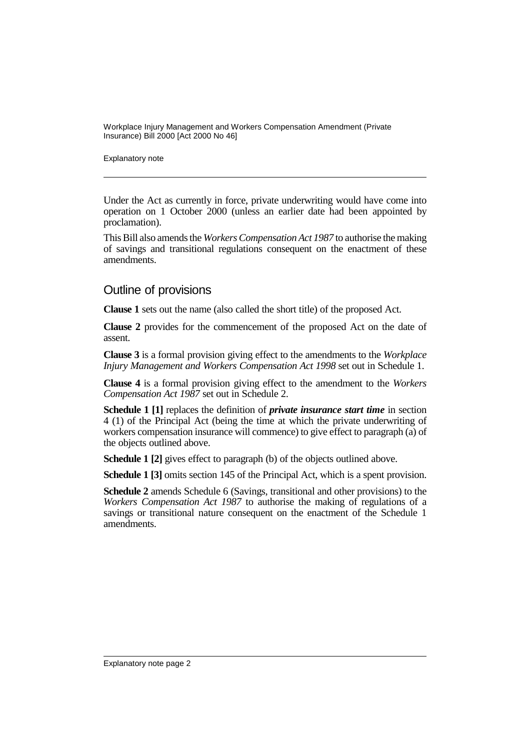Under the Act as currently in force, private underwriting would have come into operation on 1 October 2000 (unless an earlier date had been appointed by proclamation).

This Bill also amends the *Workers Compensation Act 1987* to authorise the making of savings and transitional regulations consequent on the enactment of these amendments.

## Outline of provisions

**Clause 1** sets out the name (also called the short title) of the proposed Act.

**Clause 2** provides for the commencement of the proposed Act on the date of assent.

**Clause 3** is a formal provision giving effect to the amendments to the *Workplace Injury Management and Workers Compensation Act 1998* set out in Schedule 1.

**Clause 4** is a formal provision giving effect to the amendment to the *Workers Compensation Act 1987* set out in Schedule 2.

**Schedule 1 [1]** replaces the definition of ***private insurance start time*** in section 4 (1) of the Principal Act (being the time at which the private underwriting of workers compensation insurance will commence) to give effect to paragraph (a) of the objects outlined above.

**Schedule 1 [2]** gives effect to paragraph (b) of the objects outlined above.

**Schedule 1 [3]** omits section 145 of the Principal Act, which is a spent provision.

**Schedule 2** amends Schedule 6 (Savings, transitional and other provisions) to the *Workers Compensation Act 1987* to authorise the making of regulations of a savings or transitional nature consequent on the enactment of the Schedule 1 amendments.